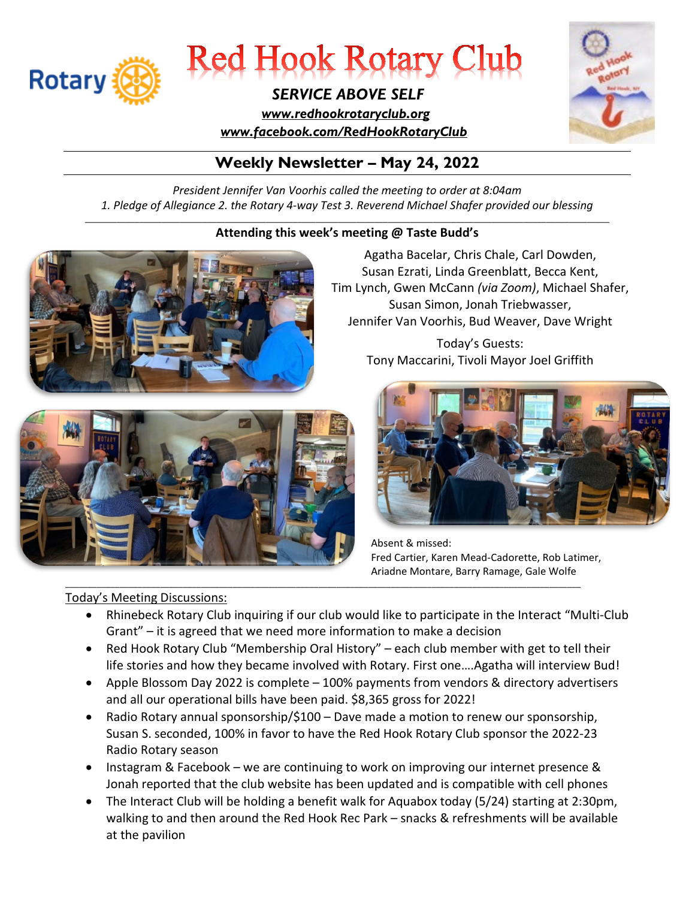# Red Hook Rotary Club

***SERVICE ABOVE SELF***

***www.redhookrotaryclub.org***

***www.facebook.com/RedHookRotaryClub***

## Weekly Newsletter – May 24, 2022

*President Jennifer Van Voorhis called the meeting to order at 8:04am*

*1. Pledge of Allegiance 2. the Rotary 4-way Test 3. Reverend Michael Shafer provided our blessing*

**Attending this week's meeting @ Taste Budd's**

Agatha Bacelar, Chris Chale, Carl Dowden, Susan Ezrati, Linda Greenblatt, Becca Kent, Tim Lynch, Gwen McCann *(via Zoom)*, Michael Shafer, Susan Simon, Jonah Triebwasser, Jennifer Van Voorhis, Bud Weaver, Dave Wright

Today's Guests:
Tony Maccarini, Tivoli Mayor Joel Griffith

Absent & missed:
Fred Cartier, Karen Mead-Cadorette, Rob Latimer, Ariadne Montare, Barry Ramage, Gale Wolfe

Today's Meeting Discussions:

- Rhinebeck Rotary Club inquiring if our club would like to participate in the Interact "Multi-Club Grant" – it is agreed that we need more information to make a decision
- Red Hook Rotary Club "Membership Oral History" – each club member with get to tell their life stories and how they became involved with Rotary. First one….Agatha will interview Bud!
- Apple Blossom Day 2022 is complete – 100% payments from vendors & directory advertisers and all our operational bills have been paid. $8,365 gross for 2022!
- Radio Rotary annual sponsorship/$100 – Dave made a motion to renew our sponsorship, Susan S. seconded, 100% in favor to have the Red Hook Rotary Club sponsor the 2022-23 Radio Rotary season
- Instagram & Facebook – we are continuing to work on improving our internet presence & Jonah reported that the club website has been updated and is compatible with cell phones
- The Interact Club will be holding a benefit walk for Aquabox today (5/24) starting at 2:30pm, walking to and then around the Red Hook Rec Park – snacks & refreshments will be available at the pavilion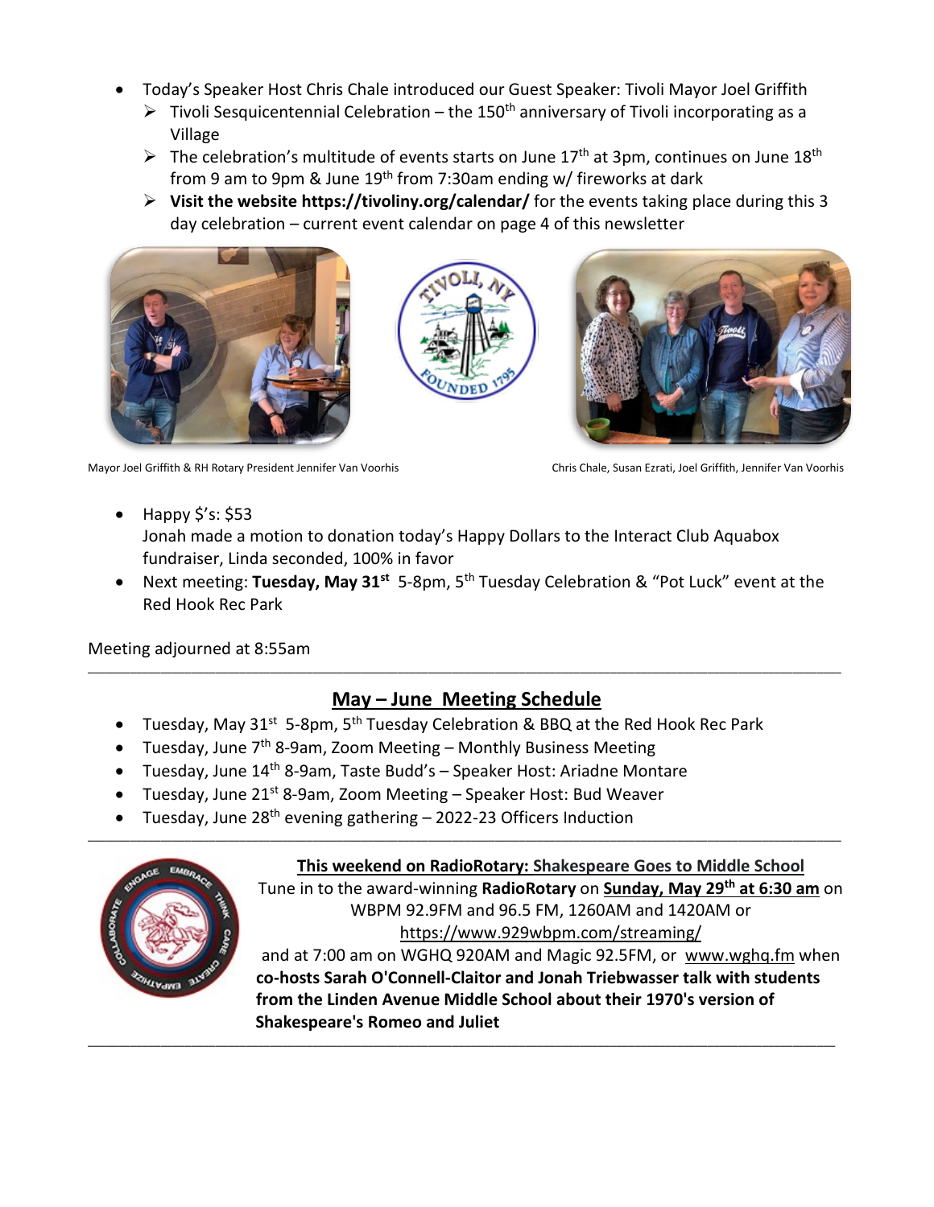- Today's Speaker Host Chris Chale introduced our Guest Speaker: Tivoli Mayor Joel Griffith
  - Tivoli Sesquicentennial Celebration – the 150th anniversary of Tivoli incorporating as a Village
  - The celebration's multitude of events starts on June 17th at 3pm, continues on June 18th from 9 am to 9pm & June 19th from 7:30am ending w/ fireworks at dark
  - **Visit the website https://tivoliny.org/calendar/** for the events taking place during this 3 day celebration – current event calendar on page 4 of this newsletter

Mayor Joel Griffith & RH Rotary President Jennifer Van Voorhis

Chris Chale, Susan Ezrati, Joel Griffith, Jennifer Van Voorhis

- Happy $'s: $53
  Jonah made a motion to donation today's Happy Dollars to the Interact Club Aquabox fundraiser, Linda seconded, 100% in favor
- Next meeting: **Tuesday, May 31st** 5-8pm, 5th Tuesday Celebration & "Pot Luck" event at the Red Hook Rec Park

Meeting adjourned at 8:55am

---

## <u>May – June Meeting Schedule</u>

- Tuesday, May 31st 5-8pm, 5th Tuesday Celebration & BBQ at the Red Hook Rec Park
- Tuesday, June 7th 8-9am, Zoom Meeting – Monthly Business Meeting
- Tuesday, June 14th 8-9am, Taste Budd's – Speaker Host: Ariadne Montare
- Tuesday, June 21st 8-9am, Zoom Meeting – Speaker Host: Bud Weaver
- Tuesday, June 28th evening gathering – 2022-23 Officers Induction

---

**<u>This weekend on RadioRotary:</u>** <u>Shakespeare Goes to Middle School</u>

Tune in to the award-winning **RadioRotary** on **<u>Sunday, May 29th at 6:30 am</u>** on WBPM 92.9FM and 96.5 FM, 1260AM and 1420AM or https://www.929wbpm.com/streaming/ and at 7:00 am on WGHQ 920AM and Magic 92.5FM, or www.wghq.fm when **co-hosts Sarah O'Connell-Claitor and Jonah Triebwasser talk with students from the Linden Avenue Middle School about their 1970's version of Shakespeare's Romeo and Juliet**

---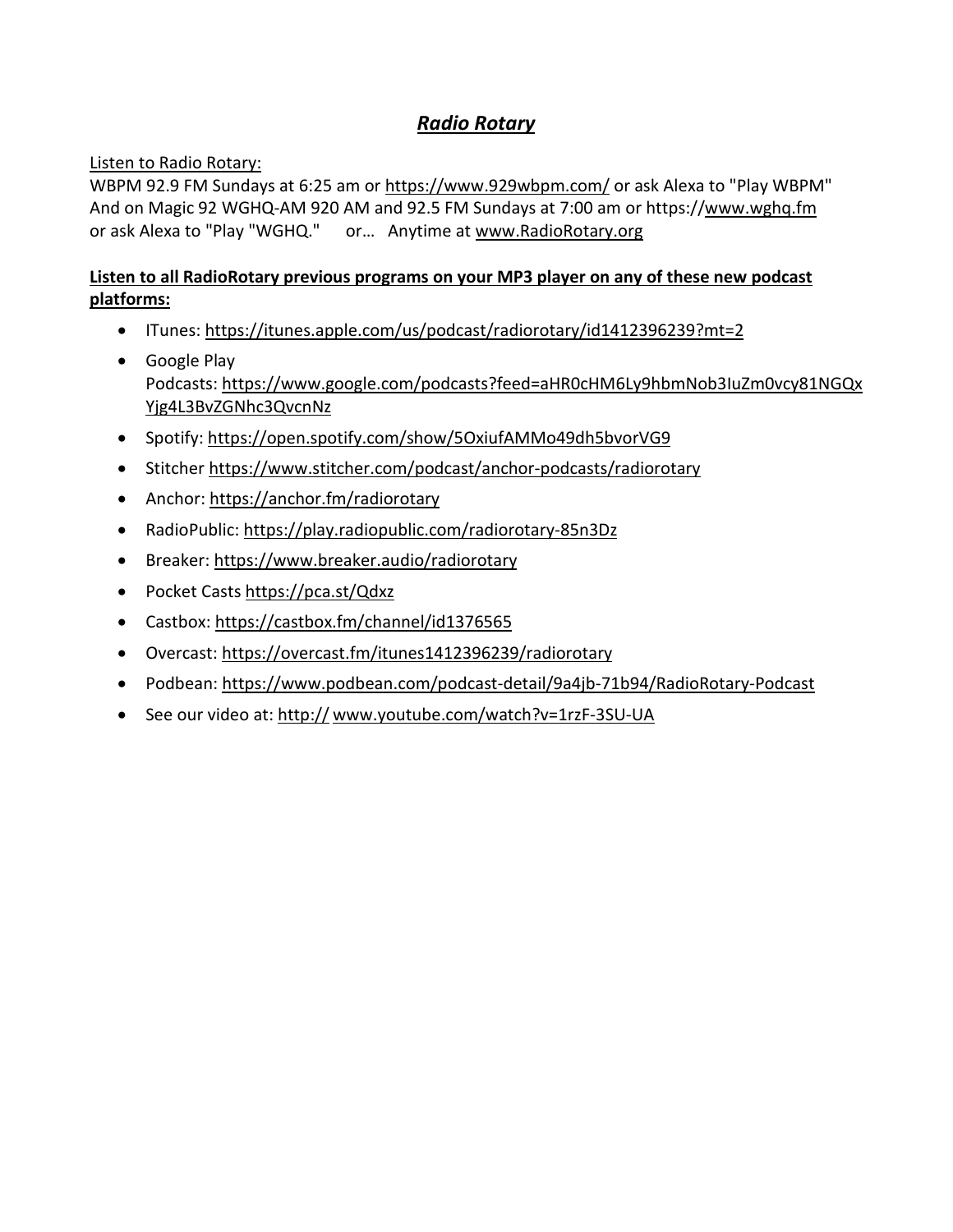## ***Radio Rotary***

Listen to Radio Rotary:

WBPM 92.9 FM Sundays at 6:25 am or https://www.929wbpm.com/ or ask Alexa to "Play WBPM"
And on Magic 92 WGHQ-AM 920 AM and 92.5 FM Sundays at 7:00 am or https://www.wghq.fm or ask Alexa to "Play "WGHQ." or… Anytime at www.RadioRotary.org

**Listen to all RadioRotary previous programs on your MP3 player on any of these new podcast platforms:**

- ITunes: https://itunes.apple.com/us/podcast/radiorotary/id1412396239?mt=2
- Google Play Podcasts: https://www.google.com/podcasts?feed=aHR0cHM6Ly9hbmNob3IuZm0vcy81NGQxYjg4L3BvZGNhc3QvcnNz
- Spotify: https://open.spotify.com/show/5OxiufAMMo49dh5bvorVG9
- Stitcher https://www.stitcher.com/podcast/anchor-podcasts/radiorotary
- Anchor: https://anchor.fm/radiorotary
- RadioPublic: https://play.radiopublic.com/radiorotary-85n3Dz
- Breaker: https://www.breaker.audio/radiorotary
- Pocket Casts https://pca.st/Qdxz
- Castbox: https://castbox.fm/channel/id1376565
- Overcast: https://overcast.fm/itunes1412396239/radiorotary
- Podbean: https://www.podbean.com/podcast-detail/9a4jb-71b94/RadioRotary-Podcast
- See our video at: http:// www.youtube.com/watch?v=1rzF-3SU-UA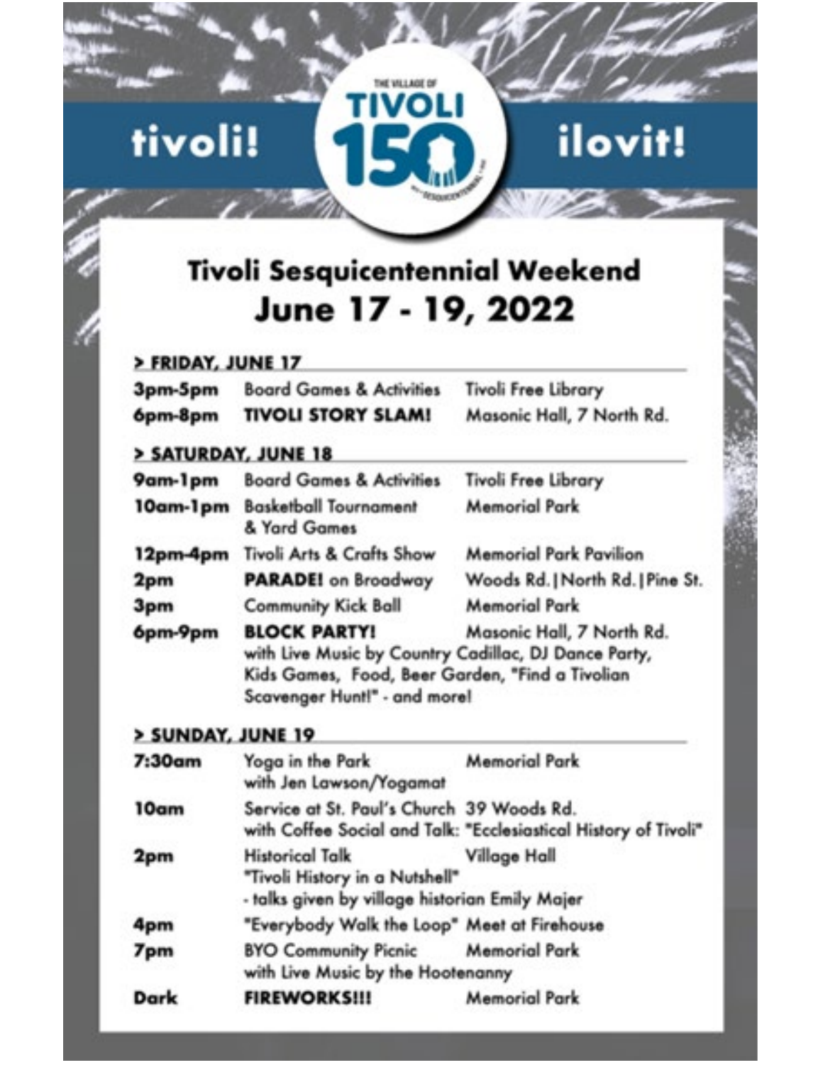tivoli! ilovit!

THE VILLAGE OF TIVOLI 150

# Tivoli Sesquicentennial Weekend
## June 17 - 19, 2022

### > FRIDAY, JUNE 17

| | | |
|---|---|---|
| **3pm-5pm** | Board Games & Activities | Tivoli Free Library |
| **6pm-8pm** | **TIVOLI STORY SLAM!** | Masonic Hall, 7 North Rd. |

### > SATURDAY, JUNE 18

| | | |
|---|---|---|
| **9am-1pm** | Board Games & Activities | Tivoli Free Library |
| **10am-1pm** | Basketball Tournament & Yard Games | Memorial Park |
| **12pm-4pm** | Tivoli Arts & Crafts Show | Memorial Park Pavilion |
| **2pm** | **PARADE!** on Broadway | Woods Rd. \| North Rd. \| Pine St. |
| **3pm** | Community Kick Ball | Memorial Park |
| **6pm-9pm** | **BLOCK PARTY!** with Live Music by Country Cadillac, DJ Dance Party, Kids Games, Food, Beer Garden, "Find a Tivolian Scavenger Hunt!" - and more! | Masonic Hall, 7 North Rd. |

### > SUNDAY, JUNE 19

| | | |
|---|---|---|
| **7:30am** | Yoga in the Park with Jen Lawson/Yogamat | Memorial Park |
| **10am** | Service at St. Paul's Church with Coffee Social and Talk: "Ecclesiastical History of Tivoli" | 39 Woods Rd. |
| **2pm** | Historical Talk "Tivoli History in a Nutshell" - talks given by village historian Emily Majer | Village Hall |
| **4pm** | "Everybody Walk the Loop" | Meet at Firehouse |
| **7pm** | BYO Community Picnic with Live Music by the Hootenanny | Memorial Park |
| **Dark** | **FIREWORKS!!!** | Memorial Park |